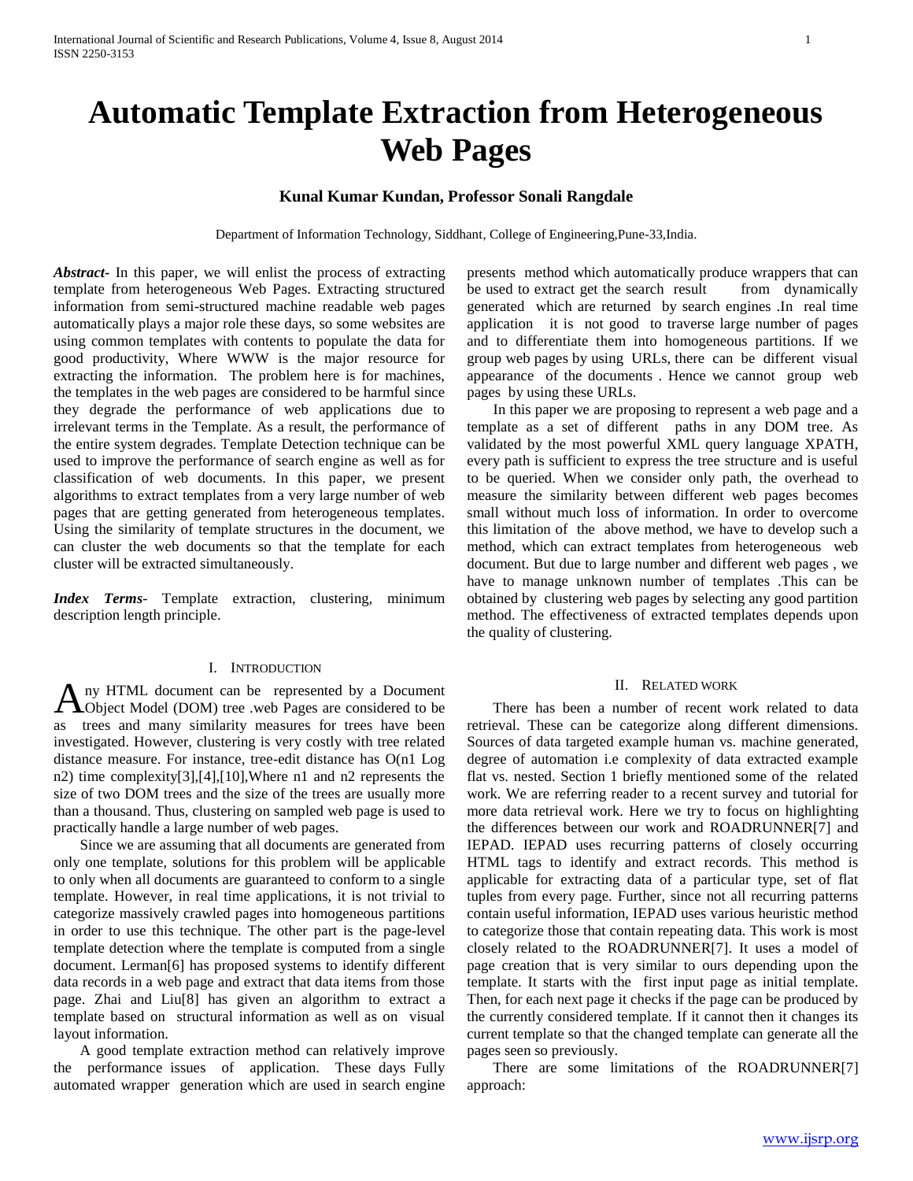# Automatic Template Extraction from Heterogeneous Web Pages

**Kunal Kumar Kundan, Professor Sonali Rangdale**

Department of Information Technology, Siddhant, College of Engineering,Pune-33,India.

***Abstract***- In this paper, we will enlist the process of extracting template from heterogeneous Web Pages. Extracting structured information from semi-structured machine readable web pages automatically plays a major role these days, so some websites are using common templates with contents to populate the data for good productivity, Where WWW is the major resource for extracting the information. The problem here is for machines, the templates in the web pages are considered to be harmful since they degrade the performance of web applications due to irrelevant terms in the Template. As a result, the performance of the entire system degrades. Template Detection technique can be used to improve the performance of search engine as well as for classification of web documents. In this paper, we present algorithms to extract templates from a very large number of web pages that are getting generated from heterogeneous templates. Using the similarity of template structures in the document, we can cluster the web documents so that the template for each cluster will be extracted simultaneously.

***Index Terms***- Template extraction, clustering, minimum description length principle.

## I. Introduction

Any HTML document can be represented by a Document Object Model (DOM) tree .web Pages are considered to be as trees and many similarity measures for trees have been investigated. However, clustering is very costly with tree related distance measure. For instance, tree-edit distance has O(n1 Log n2) time complexity[3],[4],[10],Where n1 and n2 represents the size of two DOM trees and the size of the trees are usually more than a thousand. Thus, clustering on sampled web page is used to practically handle a large number of web pages.

Since we are assuming that all documents are generated from only one template, solutions for this problem will be applicable to only when all documents are guaranteed to conform to a single template. However, in real time applications, it is not trivial to categorize massively crawled pages into homogeneous partitions in order to use this technique. The other part is the page-level template detection where the template is computed from a single document. Lerman[6] has proposed systems to identify different data records in a web page and extract that data items from those page. Zhai and Liu[8] has given an algorithm to extract a template based on structural information as well as on visual layout information.

A good template extraction method can relatively improve the performance issues of application. These days Fully automated wrapper generation which are used in search engine presents method which automatically produce wrappers that can be used to extract get the search result from dynamically generated which are returned by search engines .In real time application it is not good to traverse large number of pages and to differentiate them into homogeneous partitions. If we group web pages by using URLs, there can be different visual appearance of the documents . Hence we cannot group web pages by using these URLs.

In this paper we are proposing to represent a web page and a template as a set of different paths in any DOM tree. As validated by the most powerful XML query language XPATH, every path is sufficient to express the tree structure and is useful to be queried. When we consider only path, the overhead to measure the similarity between different web pages becomes small without much loss of information. In order to overcome this limitation of the above method, we have to develop such a method, which can extract templates from heterogeneous web document. But due to large number and different web pages , we have to manage unknown number of templates .This can be obtained by clustering web pages by selecting any good partition method. The effectiveness of extracted templates depends upon the quality of clustering.

## II. Related work

There has been a number of recent work related to data retrieval. These can be categorize along different dimensions. Sources of data targeted example human vs. machine generated, degree of automation i.e complexity of data extracted example flat vs. nested. Section 1 briefly mentioned some of the related work. We are referring reader to a recent survey and tutorial for more data retrieval work. Here we try to focus on highlighting the differences between our work and ROADRUNNER[7] and IEPAD. IEPAD uses recurring patterns of closely occurring HTML tags to identify and extract records. This method is applicable for extracting data of a particular type, set of flat tuples from every page. Further, since not all recurring patterns contain useful information, IEPAD uses various heuristic method to categorize those that contain repeating data. This work is most closely related to the ROADRUNNER[7]. It uses a model of page creation that is very similar to ours depending upon the template. It starts with the first input page as initial template. Then, for each next page it checks if the page can be produced by the currently considered template. If it cannot then it changes its current template so that the changed template can generate all the pages seen so previously.

There are some limitations of the ROADRUNNER[7] approach: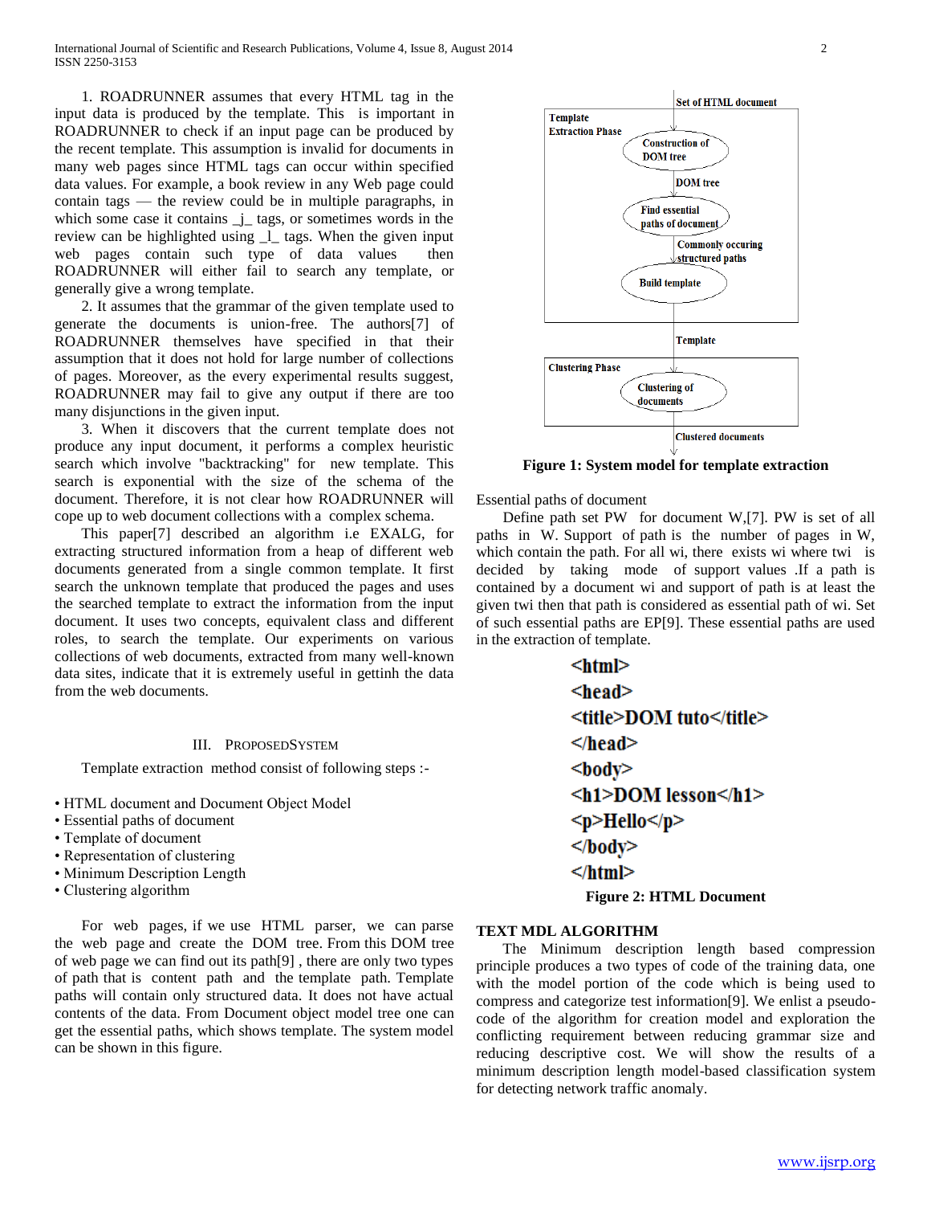1. ROADRUNNER assumes that every HTML tag in the input data is produced by the template. This is important in ROADRUNNER to check if an input page can be produced by the recent template. This assumption is invalid for documents in many web pages since HTML tags can occur within specified data values. For example, a book review in any Web page could contain tags — the review could be in multiple paragraphs, in which some case it contains _j_ tags, or sometimes words in the review can be highlighted using _l_ tags. When the given input web pages contain such type of data values then ROADRUNNER will either fail to search any template, or generally give a wrong template.

2. It assumes that the grammar of the given template used to generate the documents is union-free. The authors[7] of ROADRUNNER themselves have specified in that their assumption that it does not hold for large number of collections of pages. Moreover, as the every experimental results suggest, ROADRUNNER may fail to give any output if there are too many disjunctions in the given input.

3. When it discovers that the current template does not produce any input document, it performs a complex heuristic search which involve "backtracking" for new template. This search is exponential with the size of the schema of the document. Therefore, it is not clear how ROADRUNNER will cope up to web document collections with a complex schema.

This paper[7] described an algorithm i.e EXALG, for extracting structured information from a heap of different web documents generated from a single common template. It first search the unknown template that produced the pages and uses the searched template to extract the information from the input document. It uses two concepts, equivalent class and different roles, to search the template. Our experiments on various collections of web documents, extracted from many well-known data sites, indicate that it is extremely useful in gettinh the data from the web documents.

## III. PROPOSEDSYSTEM

Template extraction method consist of following steps :-

- HTML document and Document Object Model
- Essential paths of document
- Template of document
- Representation of clustering
- Minimum Description Length
- Clustering algorithm

For web pages, if we use HTML parser, we can parse the web page and create the DOM tree. From this DOM tree of web page we can find out its path[9] , there are only two types of path that is content path and the template path. Template paths will contain only structured data. It does not have actual contents of the data. From Document object model tree one can get the essential paths, which shows template. The system model can be shown in this figure.

**Figure 1: System model for template extraction**

Essential paths of document

Define path set PW for document W,[7]. PW is set of all paths in W. Support of path is the number of pages in W, which contain the path. For all wi, there exists wi where twi is decided by taking mode of support values .If a path is contained by a document wi and support of path is at least the given twi then that path is considered as essential path of wi. Set of such essential paths are EP[9]. These essential paths are used in the extraction of template.

```
<html>
<head>
<title>DOM tuto</title>
</head>
<body>
<h1>DOM lesson</h1>
<p>Hello</p>
</body>
</html>
```

**Figure 2: HTML Document**

**TEXT MDL ALGORITHM**

The Minimum description length based compression principle produces a two types of code of the training data, one with the model portion of the code which is being used to compress and categorize test information[9]. We enlist a pseudo-code of the algorithm for creation model and exploration the conflicting requirement between reducing grammar size and reducing descriptive cost. We will show the results of a minimum description length model-based classification system for detecting network traffic anomaly.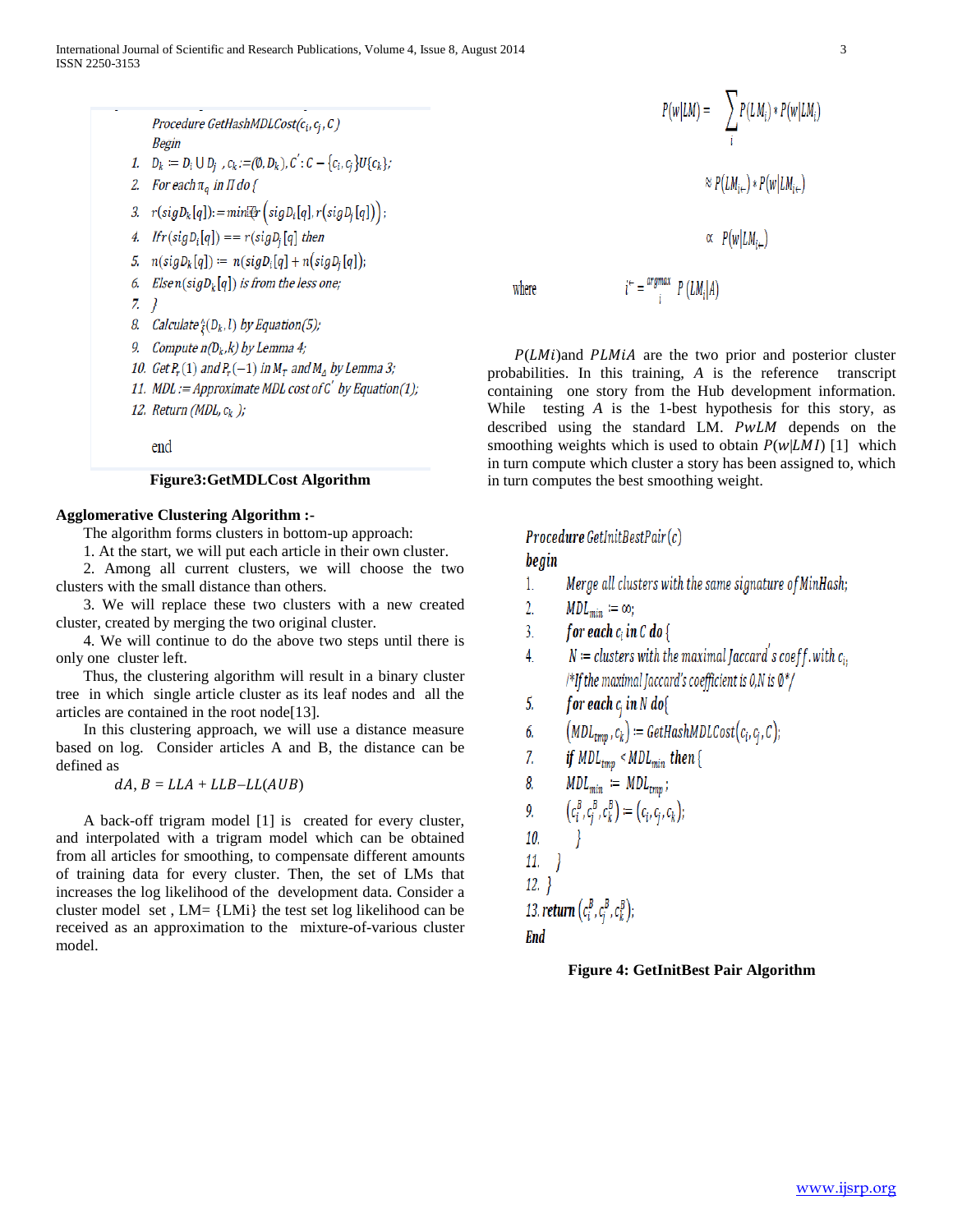```
Procedure GetHashMDLCost(c_i, c_j, C)
Begin
1.  D_k := D_i ∪ D_j , c_k := (∅, D_k), C' : C − {c_i, c_j} ∪ {c_k};
2.  For each π_q in Π do {
3.  r(sigD_k[q]) := min(r(sigD_i[q], r(sigD_j[q]));
4.  If r(sigD_i[q]) == r(sigD_j[q] then
5.  n(sigD_k[q]) := n(sigD_i[q] + n(sigD_j[q]);
6.  Else n(sigD_k[q]) is from the less one;
7.  }
8.  Calculate ξ̂(D_k, l) by Equation(5);
9.  Compute n(D_k, k) by Lemma 4;
10. Get P_r(1) and P_r(−1) in M_T and M_Δ by Lemma 3;
11. MDL := Approximate MDL cost of C' by Equation(1);
12. Return (MDL, c_k);
end
```

**Figure3:GetMDLCost Algorithm**

**Agglomerative Clustering Algorithm :-**

The algorithm forms clusters in bottom-up approach:

1. At the start, we will put each article in their own cluster.

2. Among all current clusters, we will choose the two clusters with the small distance than others.

3. We will replace these two clusters with a new created cluster, created by merging the two original cluster.

4. We will continue to do the above two steps until there is only one cluster left.

Thus, the clustering algorithm will result in a binary cluster tree in which single article cluster as its leaf nodes and all the articles are contained in the root node[13].

In this clustering approach, we will use a distance measure based on log. Consider articles A and B, the distance can be defined as

$$dA, B = LLA + LLB - LL(AUB)$$

A back-off trigram model [1] is created for every cluster, and interpolated with a trigram model which can be obtained from all articles for smoothing, to compensate different amounts of training data for every cluster. Then, the set of LMs that increases the log likelihood of the development data. Consider a cluster model set , LM= {LMi} the test set log likelihood can be received as an approximation to the mixture-of-various cluster model.

$$P(w|LM) = \sum_{i} P(LM_i) * P(w|LM_i)$$

$$\approx P(LM_{i^*}) * P(w|LM_{i^*})$$

$$\propto P(w|LM_{i^*})$$

where $\quad i^* = \arg\max_i P(LM_i|A)$

$P(LMi)$and $PLMiA$ are the two prior and posterior cluster probabilities. In this training, $A$ is the reference transcript containing one story from the Hub development information. While testing $A$ is the 1-best hypothesis for this story, as described using the standard LM. $PwLM$ depends on the smoothing weights which is used to obtain $P(w|LMI)$ [1] which in turn compute which cluster a story has been assigned to, which in turn computes the best smoothing weight.

```
Procedure GetInitBestPair(c)
begin
1.  Merge all clusters with the same signature of MinHash;
2.  MDL_min := ∞;
3.  for each c_i in C do {
4.    N := clusters with the maximal Jaccard's coeff. with c_i;
      /*If the maximal Jaccard's coefficient is 0,N is ∅*/
5.    for each c_j in N do{
6.      (MDL_tmp, c_k) := GetHashMDLCost(c_i, c_j, C);
7.      if MDL_tmp < MDL_min then {
8.        MDL_min := MDL_tmp;
9.        (c_i^B, c_j^B, c_k^B) := (c_i, c_j, c_k);
10.     }
11.   }
12. }
13. return (c_i^B, c_j^B, c_k^B);
End
```

**Figure 4: GetInitBest Pair Algorithm**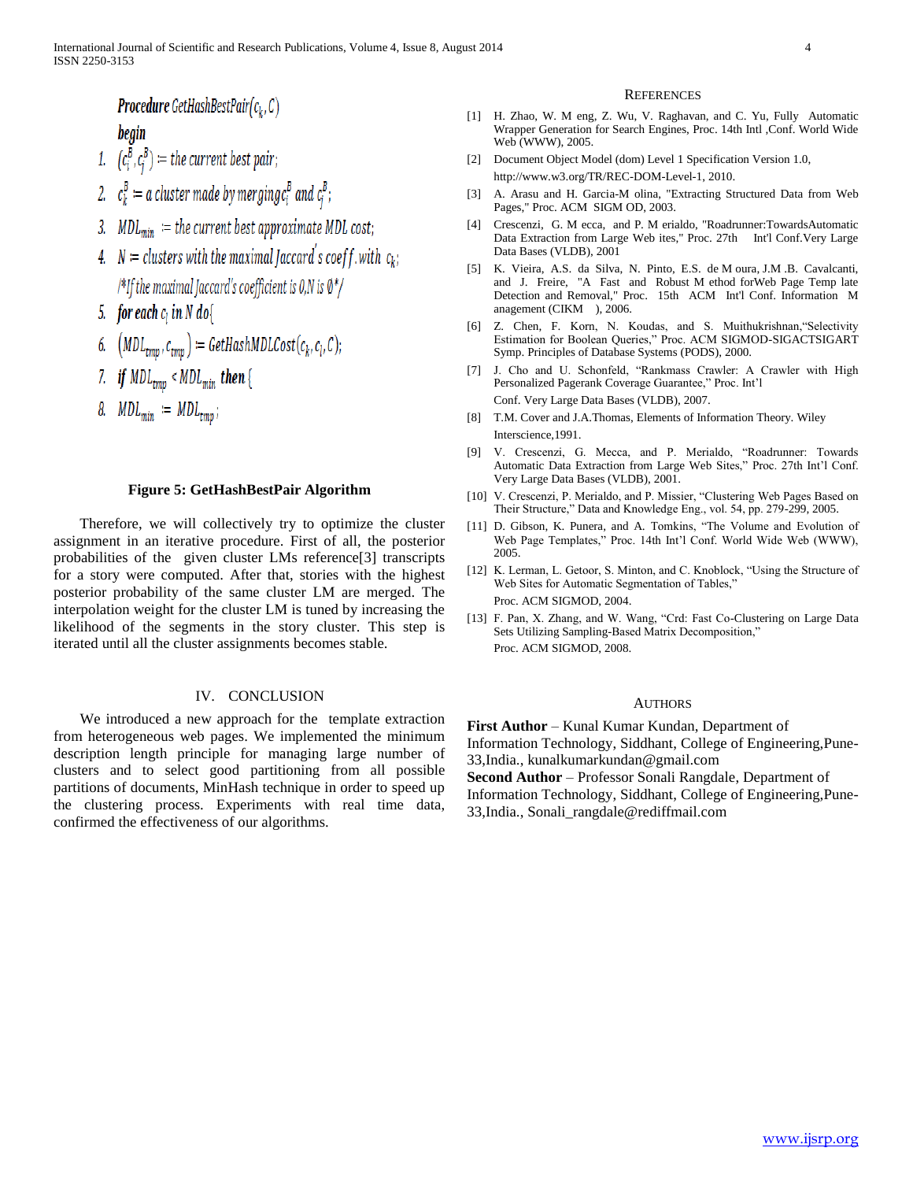**Procedure** $GetHashBestPair(c_k, C)$

**begin**

1. $(c_i^B, c_j^B)$ := the current best pair;
2. $c_k^B$ := a cluster made by merging $c_i^B$ and $c_j^B$;
3. $MDL_{min}$ := the current best approximate MDL cost;
4. $N$ := clusters with the maximal Jaccard's coeff. with $c_k$;
   /*If the maximal Jaccard's coefficient is 0,N is Ø*/
5. **for each** $c_l$ **in** $N$ **do**{
6. $(MDL_{tmp}, c_{tmp})$ := $GetHashMDLCost(c_k, c_l, C)$;
7. **if** $MDL_{tmp} < MDL_{min}$ **then** {
8. $MDL_{min}$ := $MDL_{tmp}$;

**Figure 5: GetHashBestPair Algorithm**

Therefore, we will collectively try to optimize the cluster assignment in an iterative procedure. First of all, the posterior probabilities of the given cluster LMs reference[3] transcripts for a story were computed. After that, stories with the highest posterior probability of the same cluster LM are merged. The interpolation weight for the cluster LM is tuned by increasing the likelihood of the segments in the story cluster. This step is iterated until all the cluster assignments becomes stable.

## IV. CONCLUSION

We introduced a new approach for the template extraction from heterogeneous web pages. We implemented the minimum description length principle for managing large number of clusters and to select good partitioning from all possible partitions of documents, MinHash technique in order to speed up the clustering process. Experiments with real time data, confirmed the effectiveness of our algorithms.

## REFERENCES

[1] H. Zhao, W. M eng, Z. Wu, V. Raghavan, and C. Yu, Fully Automatic Wrapper Generation for Search Engines, Proc. 14th Intl ,Conf. World Wide Web (WWW), 2005.

[2] Document Object Model (dom) Level 1 Specification Version 1.0, http://www.w3.org/TR/REC-DOM-Level-1, 2010.

[3] A. Arasu and H. Garcia-M olina, "Extracting Structured Data from Web Pages," Proc. ACM SIGM OD, 2003.

[4] Crescenzi, G. M ecca, and P. M erialdo, "Roadrunner:TowardsAutomatic Data Extraction from Large Web ites," Proc. 27th Int'l Conf.Very Large Data Bases (VLDB), 2001

[5] K. Vieira, A.S. da Silva, N. Pinto, E.S. de M oura, J.M .B. Cavalcanti, and J. Freire, "A Fast and Robust M ethod forWeb Page Temp late Detection and Removal," Proc. 15th ACM Int'l Conf. Information M anagement (CIKM ), 2006.

[6] Z. Chen, F. Korn, N. Koudas, and S. Muithukrishnan,"Selectivity Estimation for Boolean Queries," Proc. ACM SIGMOD-SIGACTSIGART Symp. Principles of Database Systems (PODS), 2000.

[7] J. Cho and U. Schonfeld, "Rankmass Crawler: A Crawler with High Personalized Pagerank Coverage Guarantee," Proc. Int'l Conf. Very Large Data Bases (VLDB), 2007.

[8] T.M. Cover and J.A.Thomas, Elements of Information Theory. Wiley Interscience,1991.

[9] V. Crescenzi, G. Mecca, and P. Merialdo, "Roadrunner: Towards Automatic Data Extraction from Large Web Sites," Proc. 27th Int'l Conf. Very Large Data Bases (VLDB), 2001.

[10] V. Crescenzi, P. Merialdo, and P. Missier, "Clustering Web Pages Based on Their Structure," Data and Knowledge Eng., vol. 54, pp. 279-299, 2005.

[11] D. Gibson, K. Punera, and A. Tomkins, "The Volume and Evolution of Web Page Templates," Proc. 14th Int'l Conf. World Wide Web (WWW), 2005.

[12] K. Lerman, L. Getoor, S. Minton, and C. Knoblock, "Using the Structure of Web Sites for Automatic Segmentation of Tables," Proc. ACM SIGMOD, 2004.

[13] F. Pan, X. Zhang, and W. Wang, "Crd: Fast Co-Clustering on Large Data Sets Utilizing Sampling-Based Matrix Decomposition," Proc. ACM SIGMOD, 2008.

## AUTHORS

**First Author** – Kunal Kumar Kundan, Department of Information Technology, Siddhant, College of Engineering,Pune-33,India., kunalkumarkundan@gmail.com

**Second Author** – Professor Sonali Rangdale, Department of Information Technology, Siddhant, College of Engineering,Pune-33,India., Sonali_rangdale@rediffmail.com